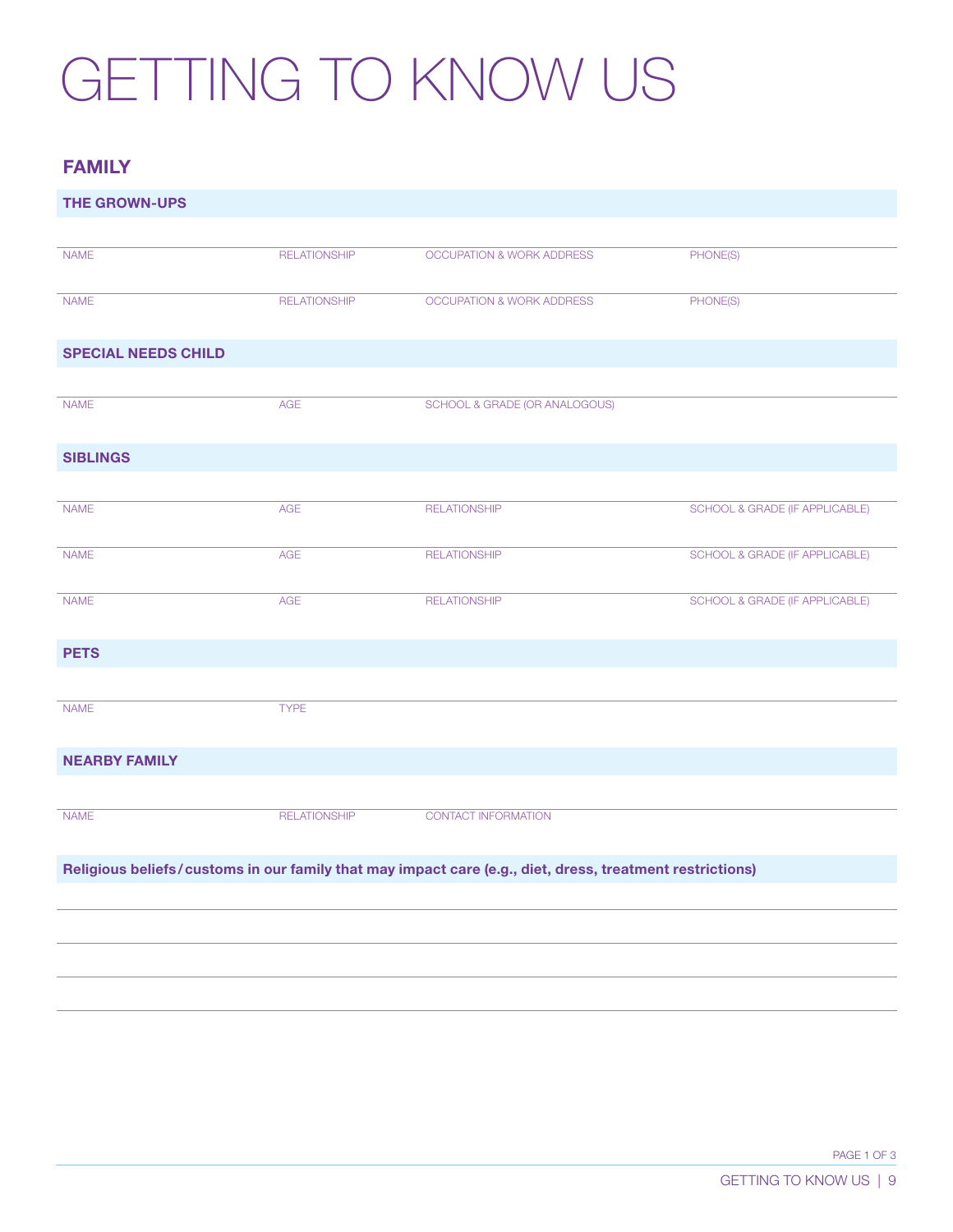# GETTING TO KNOW US

## FAMILY

### THE GROWN-UPS

| NAME | RELATIONSHIP | OCCUPATION & WORK ADDRESS | PHONE(S) |
|---|---|---|---|
| | | | |
| | | | |

### SPECIAL NEEDS CHILD

| NAME | AGE | SCHOOL & GRADE (OR ANALOGOUS) |
|---|---|---|
| | | |

### SIBLINGS

| NAME | AGE | RELATIONSHIP | SCHOOL & GRADE (IF APPLICABLE) |
|---|---|---|---|
| | | | |
| | | | |
| | | | |

### PETS

| NAME | TYPE |
|---|---|
| | |

### NEARBY FAMILY

| NAME | RELATIONSHIP | CONTACT INFORMATION |
|---|---|---|
| | | |

### Religious beliefs/customs in our family that may impact care (e.g., diet, dress, treatment restrictions)

_______________________________________________

_______________________________________________

_______________________________________________

_______________________________________________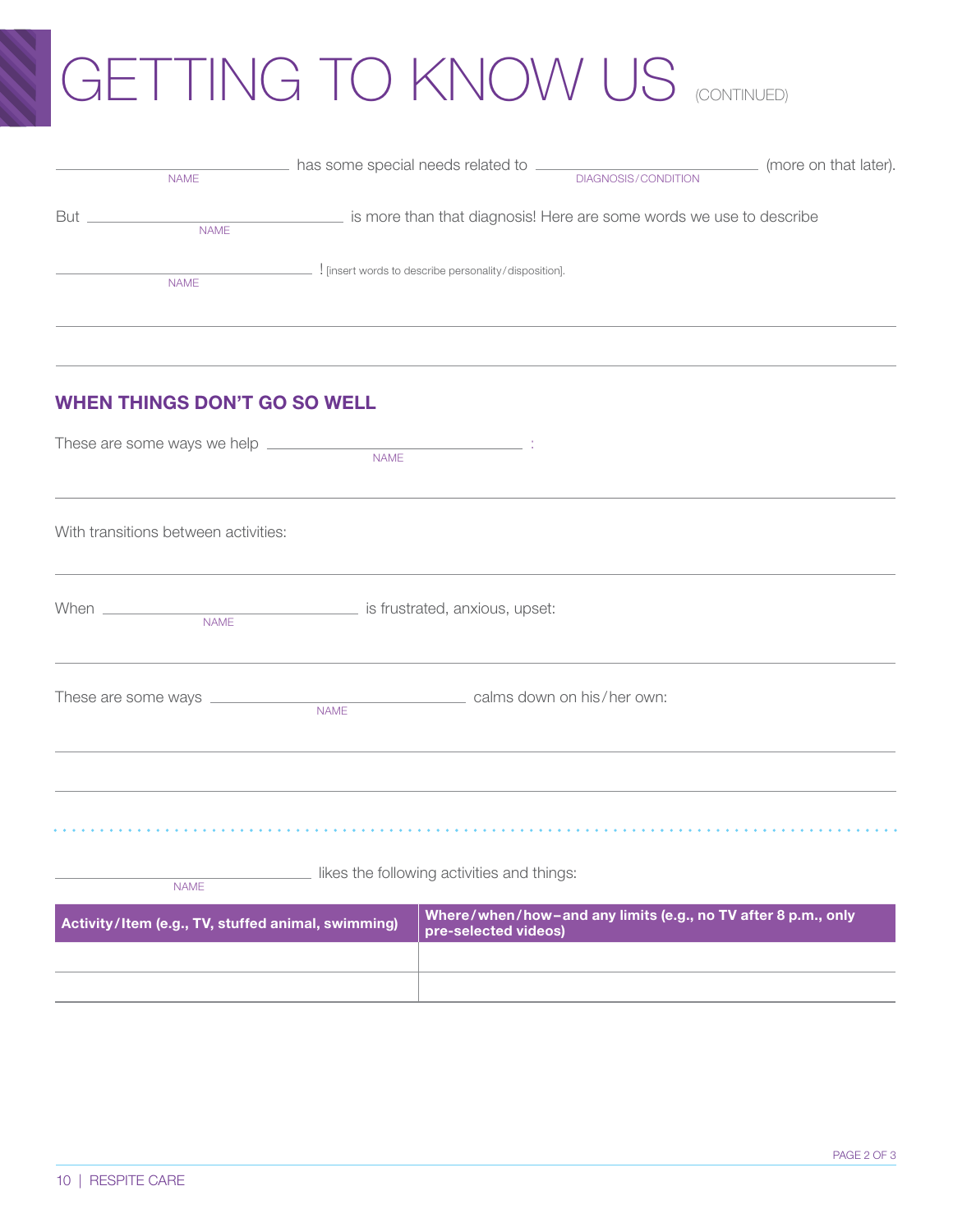# GETTING TO KNOW US (CONTINUED)

\_\_\_\_\_\_\_\_\_\_\_\_\_\_\_\_\_\_\_\_ (NAME) has some special needs related to \_\_\_\_\_\_\_\_\_\_\_\_\_\_\_\_\_\_\_\_ (DIAGNOSIS/CONDITION) (more on that later).

But \_\_\_\_\_\_\_\_\_\_\_\_\_\_\_\_\_\_\_\_ (NAME) is more than that diagnosis! Here are some words we use to describe

\_\_\_\_\_\_\_\_\_\_\_\_\_\_\_\_\_\_\_\_ (NAME) ! [insert words to describe personality/disposition].

\_\_\_\_\_\_\_\_\_\_\_\_\_\_\_\_\_\_\_\_\_\_\_\_\_\_\_\_\_\_\_\_\_\_\_\_\_\_\_\_

\_\_\_\_\_\_\_\_\_\_\_\_\_\_\_\_\_\_\_\_\_\_\_\_\_\_\_\_\_\_\_\_\_\_\_\_\_\_\_\_

## WHEN THINGS DON'T GO SO WELL

These are some ways we help \_\_\_\_\_\_\_\_\_\_\_\_\_\_\_\_\_\_\_\_ (NAME) :

\_\_\_\_\_\_\_\_\_\_\_\_\_\_\_\_\_\_\_\_\_\_\_\_\_\_\_\_\_\_\_\_\_\_\_\_\_\_\_\_

With transitions between activities:

\_\_\_\_\_\_\_\_\_\_\_\_\_\_\_\_\_\_\_\_\_\_\_\_\_\_\_\_\_\_\_\_\_\_\_\_\_\_\_\_

When \_\_\_\_\_\_\_\_\_\_\_\_\_\_\_\_\_\_\_\_ (NAME) is frustrated, anxious, upset:

\_\_\_\_\_\_\_\_\_\_\_\_\_\_\_\_\_\_\_\_\_\_\_\_\_\_\_\_\_\_\_\_\_\_\_\_\_\_\_\_

These are some ways \_\_\_\_\_\_\_\_\_\_\_\_\_\_\_\_\_\_\_\_ (NAME) calms down on his/her own:

\_\_\_\_\_\_\_\_\_\_\_\_\_\_\_\_\_\_\_\_\_\_\_\_\_\_\_\_\_\_\_\_\_\_\_\_\_\_\_\_

\_\_\_\_\_\_\_\_\_\_\_\_\_\_\_\_\_\_\_\_\_\_\_\_\_\_\_\_\_\_\_\_\_\_\_\_\_\_\_\_

\_\_\_\_\_\_\_\_\_\_\_\_\_\_\_\_\_\_\_\_ (NAME) likes the following activities and things:

| Activity/Item (e.g., TV, stuffed animal, swimming) | Where/when/how–and any limits (e.g., no TV after 8 p.m., only pre-selected videos) |
|---|---|
| | |
| | |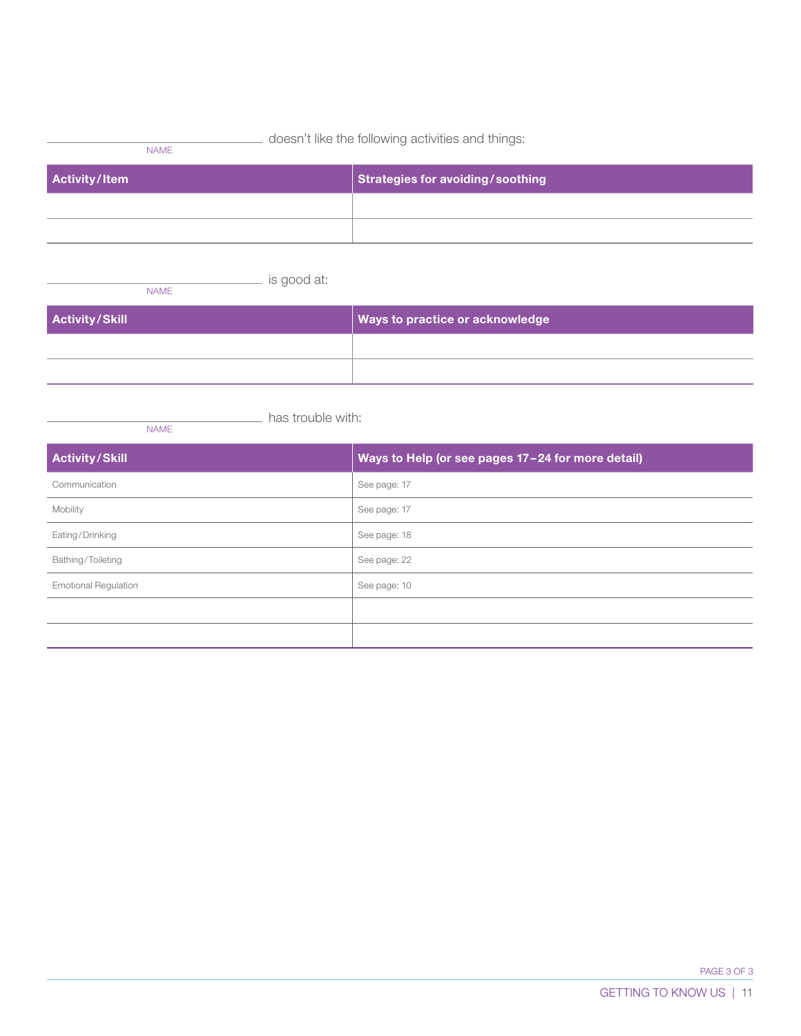\_\_\_\_\_\_\_\_\_\_\_\_\_\_\_\_\_\_\_\_ doesn't like the following activities and things:

NAME

| Activity/Item | Strategies for avoiding/soothing |
| --- | --- |
| | |
| | |

\_\_\_\_\_\_\_\_\_\_\_\_\_\_\_\_\_\_\_\_ is good at:

NAME

| Activity/Skill | Ways to practice or acknowledge |
| --- | --- |
| | |
| | |

\_\_\_\_\_\_\_\_\_\_\_\_\_\_\_\_\_\_\_\_ has trouble with:

NAME

| Activity/Skill | Ways to Help (or see pages 17–24 for more detail) |
| --- | --- |
| Communication | See page: 17 |
| Mobility | See page: 17 |
| Eating/Drinking | See page: 18 |
| Bathing/Toileting | See page: 22 |
| Emotional Regulation | See page: 10 |
| | |
| | |